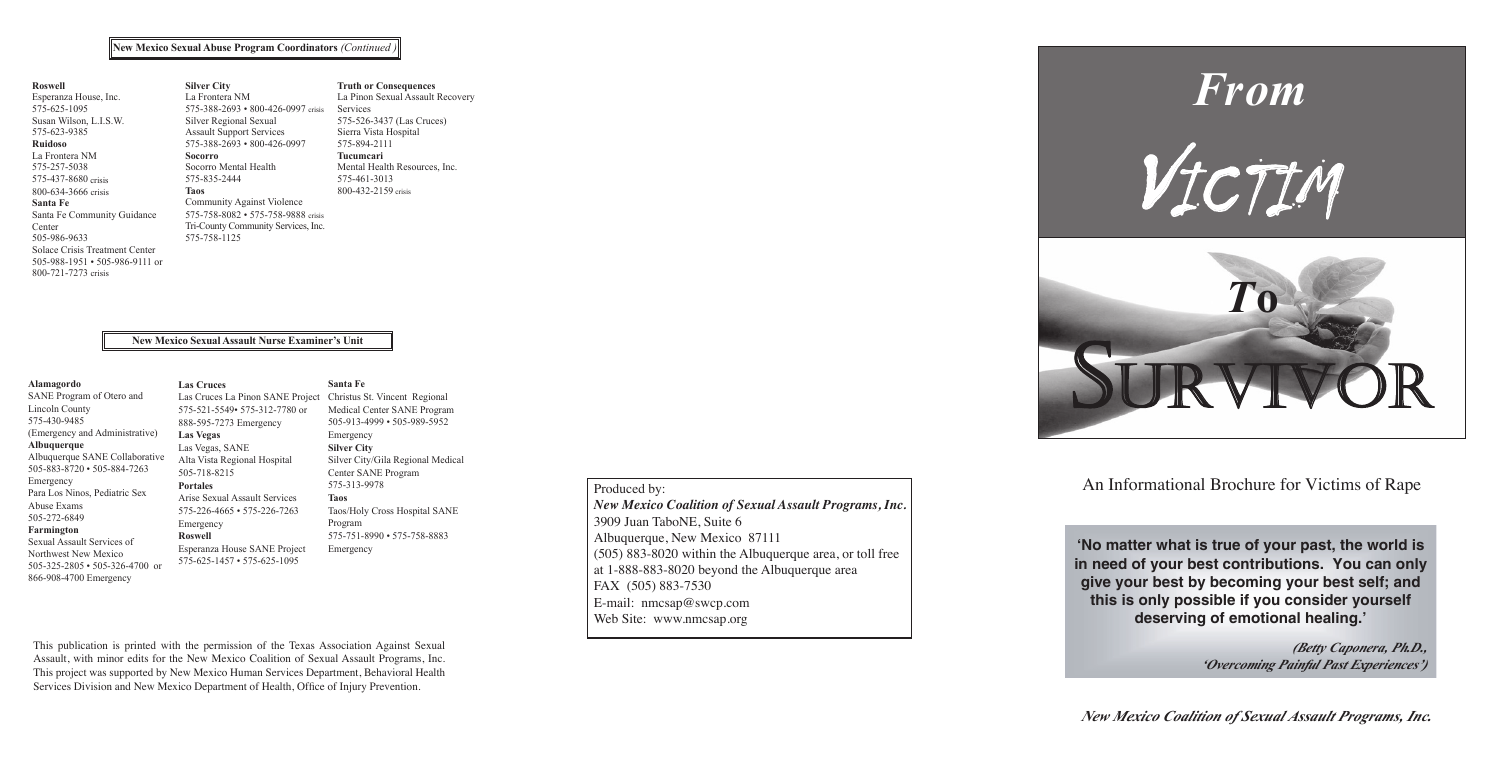## New Mexico Sexual Abuse Program Coordinators *(Continued)*

**Roswell**
Esperanza House, Inc.
575-625-1095
Susan Wilson, L.I.S.W.
575-623-9385

**Ruidoso**
La Frontera NM
575-257-5038
575-437-8680 crisis
800-634-3666 crisis

**Santa Fe**
Santa Fe Community Guidance Center
505-986-9633
Solace Crisis Treatment Center
505-988-1951 • 505-986-9111 or 800-721-7273 crisis

**Silver City**
La Frontera NM
575-388-2693 • 800-426-0997 crisis
Silver Regional Sexual Assault Support Services
575-388-2693 • 800-426-0997

**Socorro**
Socorro Mental Health
575-835-2444

**Taos**
Community Against Violence
575-758-8082 • 575-758-9888 crisis
Tri-County Community Services, Inc.
575-758-1125

**Truth or Consequences**
La Pinon Sexual Assault Recovery Services
575-526-3437 (Las Cruces)
Sierra Vista Hospital
575-894-2111

**Tucumcari**
Mental Health Resources, Inc.
575-461-3013
800-432-2159 crisis

## New Mexico Sexual Assault Nurse Examiner's Unit

**Alamagordo**
SANE Program of Otero and Lincoln County
575-430-9485
(Emergency and Administrative)

**Albuquerque**
Albuquerque SANE Collaborative
505-883-8720 • 505-884-7263 Emergency
Para Los Ninos, Pediatric Sex Abuse Exams
505-272-6849

**Farmington**
Sexual Assault Services of Northwest New Mexico
505-325-2805 • 505-326-4700 or 866-908-4700 Emergency

**Las Cruces**
Las Cruces La Pinon SANE Project
575-521-5549• 575-312-7780 or 888-595-7273 Emergency

**Las Vegas**
Las Vegas, SANE
Alta Vista Regional Hospital
505-718-8215

**Portales**
Arise Sexual Assault Services
575-226-4665 • 575-226-7263 Emergency

**Roswell**
Esperanza House SANE Project
575-625-1457 • 575-625-1095

**Santa Fe**
Christus St. Vincent Regional Medical Center SANE Program
505-913-4999 • 505-989-5952 Emergency

**Silver City**
Silver City/Gila Regional Medical Center SANE Program
575-313-9978

**Taos**
Taos/Holy Cross Hospital SANE Program
575-751-8990 • 575-758-8883 Emergency

This publication is printed with the permission of the Texas Association Against Sexual Assault, with minor edits for the New Mexico Coalition of Sexual Assault Programs, Inc. This project was supported by New Mexico Human Services Department, Behavioral Health Services Division and New Mexico Department of Health, Office of Injury Prevention.

Produced by:
***New Mexico Coalition of Sexual Assault Programs, Inc.***
3909 Juan TaboNE, Suite 6
Albuquerque, New Mexico 87111
(505) 883-8020 within the Albuquerque area, or toll free at 1-888-883-8020 beyond the Albuquerque area
FAX (505) 883-7530
E-mail: nmcsap@swcp.com
Web Site: www.nmcsap.org

# *From* Victim *To* Survivor

An Informational Brochure for Victims of Rape

**'No matter what is true of your past, the world is in need of your best contributions. You can only give your best by becoming your best self; and this is only possible if you consider yourself deserving of emotional healing.'**

***(Betty Caponera, Ph.D., 'Overcoming Painful Past Experiences')***

***New Mexico Coalition of Sexual Assault Programs, Inc.***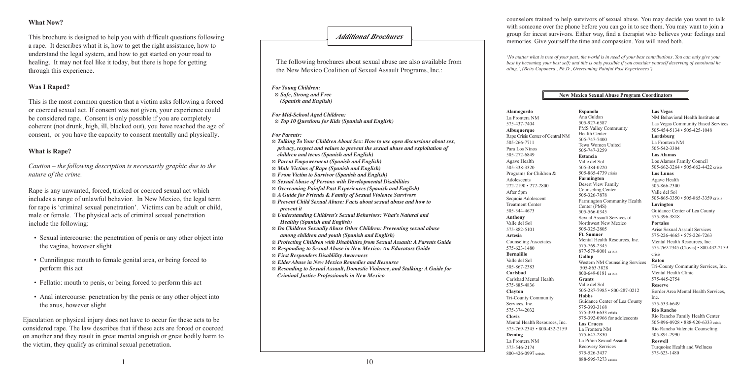## What Now?

This brochure is designed to help you with difficult questions following a rape. It describes what it is, how to get the right assistance, how to understand the legal system, and how to get started on your road to healing. It may not feel like it today, but there is hope for getting through this experience.

## Was I Raped?

This is the most common question that a victim asks following a forced or coerced sexual act. If consent was not given, your experience could be considered rape. Consent is only possible if you are completely coherent (not drunk, high, ill, blacked out), you have reached the age of consent, or you have the capacity to consent mentally and physically.

## What is Rape?

*Caution – the following description is necessarily graphic due to the nature of the crime.*

Rape is any unwanted, forced, tricked or coerced sexual act which includes a range of unlawful behavior. In New Mexico, the legal term for rape is 'criminal sexual penetration'. Victims can be adult or child, male or female. The physical acts of criminal sexual penetration include the following:

- Sexual intercourse: the penetration of penis or any other object into the vagina, however slight
- Cunnilingus: mouth to female genital area, or being forced to perform this act
- Fellatio: mouth to penis, or being forced to perform this act
- Anal intercourse: penetration by the penis or any other object into the anus, however slight

Ejaculation or physical injury does not have to occur for these acts to be considered rape. The law describes that if these acts are forced or coerced on another and they result in great mental anguish or great bodily harm to the victim, they qualify as criminal sexual penetration.

## Additional Brochures

The following brochures about sexual abuse are also available from the New Mexico Coalition of Sexual Assault Programs, Inc.:

*For Young Children:*
- ***Safe, Strong and Free (Spanish and English)***

*For Mid-School Aged Children:*
- ***Top 10 Questions for Kids (Spanish and English)***

*For Parents:*
- ***Talking To Your Children About Sex: How to use open discussions about sex, privacy, respect and values to prevent the sexual abuse and exploitation of children and teens (Spanish and English)***
- ***Parent Empowerment (Spanish and English)***
- ***Male Victims of Rape (Spanish and English)***
- ***From Victim to Survivor (Spanish and English)***
- ***Sexual Abuse of Persons with Developmental Disabilities***
- ***Overcoming Painful Past Experiences (Spanish and English)***
- ***A Guide for Friends & Family of Sexual Violence Survivors***
- ***Prevent Child Sexual Abuse: Facts about sexual abuse and how to prevent it***
- ***Understanding Children's Sexual Behaviors: What's Natural and Healthy (Spanish and English)***
- ***Do Children Sexually Abuse Other Children: Preventing sexual abuse among children and youth (Spanish and English)***
- ***Protecting Children with Disabilities from Sexual Assault: A Parents Guide***
- ***Responding to Sexual Abuse in New Mexico: An Educators Guide***
- ***First Responders Disablility Awareness***
- ***Elder Abuse in New Mexico Remedies and Resource***
- ***Resonding to Sexual Assault, Domestic Violence, and Stalking: A Guide for Criminal Justice Professionals in New Mexico***

counselors trained to help survivors of sexual abuse. You may decide you want to talk with someone over the phone before you can go in to see them. You may want to join a group for incest survivors. Either way, find a therapist who believes your feelings and memories. Give yourself the time and compassion. You will need both.

*'No matter what is true of your past, the world is in need of your best contributions. You can only give your best by becoming your best self; and this is only possible if you consider yourself deserving of emotional he aling.', (Betty Caponera , Ph.D., Overcoming Painful Past Experiences')*

## New Mexico Sexual Abuse Program Coordinators

**Alamogordo**
La Frontera NM
575-437-7404

**Albuquerque**
Rape Crisis Center of Central NM
505-266-7711
Para Los Ninos
505-272-6849
Agave Health
505-338-3320
Programs for Children & Adolescents
272-2190 • 272-2800
After 5pm
Sequoia Adolescent Treatment Center
505-344-4673

**Anthony**
Valle del Sol
575-882-5101

**Artesia**
Counseling Associates
575-623-1480

**Bernalillo**
Valle del Sol
505-867-2383

**Carlsbad**
Carlsbad Mental Health
575-885-4836

**Clayton**
Tri-County Community Services, Inc.
575-374-2032

**Clovis**
Mental Health Resources, Inc.
575-769-2345 • 800-432-2159

**Deming**
La Frontera NM
575-546-2174
800-426-0997 crisis

**Espanola**
Ana Guldan
505-927-6587
PMS Valley Community Health Center
505-747-7400
Tewa Women United
505-747-3259

**Estancia**
Valle del Sol
505-384-0220
505-865-4739 crisis

**Farmington**
Desert View Family Counseling Center
505-326-7878
Farmington Community Health Center (PMS)
505-566-0345
Sexual Assault Services of Northwest New Mexico
505-325-2805

**Ft. Sumner**
Mental Health Resources, Inc.
575-769-2345
877-579-8001 crisis

**Gallup**
Western NM Counseling Services
505-863-3828
800-649-0181 crisis

**Grants**
Valle del Sol
505-287-7985 • 800-287-0212

**Hobbs**
Guidance Center of Lea County
575-393-3168
575-393-6633 crisis
575-392-0966 for adolescents

**Las Cruces**
La Frontera NM
575-647-2830
La Piñón Sexual Assault Recovery Services
575-526-3437
888-595-7273 crisis

**Las Vegas**
NM Behavioral Health Institute at Las Vegas Community Based Services
505-454-5134 • 505-425-1048

**Lordsburg**
La Frontera NM
505-542-3304

**Los Alamos**
Los Alamos Family Council
505-662-3264 • 505-662-4422 crisis

**Los Lunas**
Agave Health
505-866-2300
Valle del Sol
505-865-3350 • 505-865-3359 crisis

**Lovington**
Guidance Center of Lea County
575-396-3818

**Portales**
Arise Sexual Assault Services
575-226-4665 • 575-226-7263
Mental Health Resources, Inc.
575-769-2345 (Clovis) • 800-432-2159 crisis

**Raton**
Tri-County Community Services, Inc.
Mental Health Clinic
575-445-2754

**Reserve**
Border Area Mental Health Services, Inc.
575-533-6649

**Rio Rancho**
Rio Rancho Family Health Center
505-896-0928 • 888-920-6333 crisis
Rio Rancho Valencia Counseling
505-891-2990

**Roswell**
Turquoise Health and Wellness
575-623-1480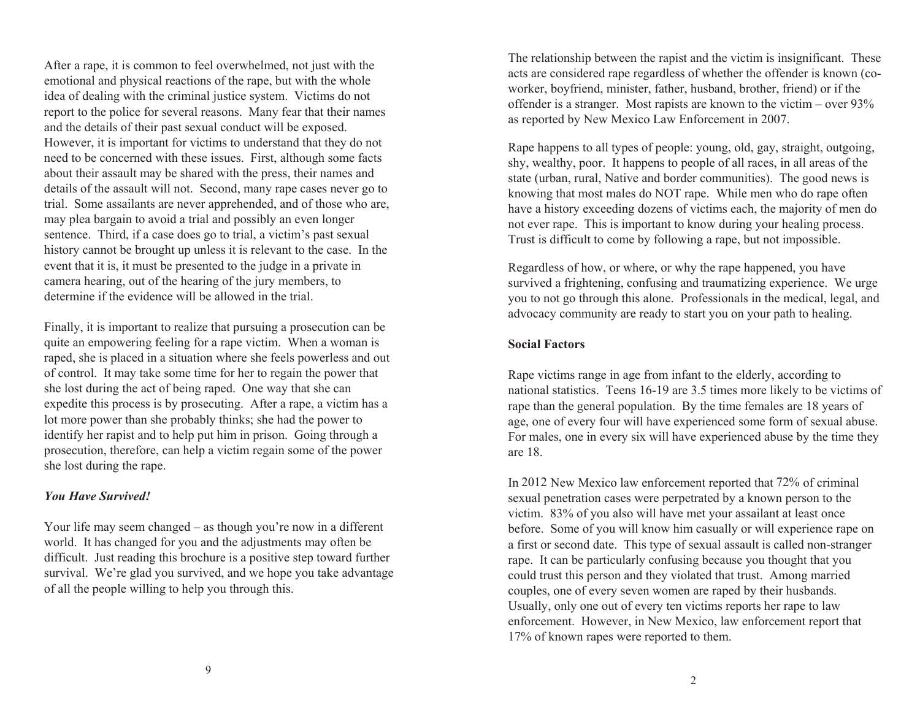After a rape, it is common to feel overwhelmed, not just with the emotional and physical reactions of the rape, but with the whole idea of dealing with the criminal justice system. Victims do not report to the police for several reasons. Many fear that their names and the details of their past sexual conduct will be exposed. However, it is important for victims to understand that they do not need to be concerned with these issues. First, although some facts about their assault may be shared with the press, their names and details of the assault will not. Second, many rape cases never go to trial. Some assailants are never apprehended, and of those who are, may plea bargain to avoid a trial and possibly an even longer sentence. Third, if a case does go to trial, a victim's past sexual history cannot be brought up unless it is relevant to the case. In the event that it is, it must be presented to the judge in a private in camera hearing, out of the hearing of the jury members, to determine if the evidence will be allowed in the trial.

Finally, it is important to realize that pursuing a prosecution can be quite an empowering feeling for a rape victim. When a woman is raped, she is placed in a situation where she feels powerless and out of control. It may take some time for her to regain the power that she lost during the act of being raped. One way that she can expedite this process is by prosecuting. After a rape, a victim has a lot more power than she probably thinks; she had the power to identify her rapist and to help put him in prison. Going through a prosecution, therefore, can help a victim regain some of the power she lost during the rape.

***You Have Survived!***

Your life may seem changed – as though you're now in a different world. It has changed for you and the adjustments may often be difficult. Just reading this brochure is a positive step toward further survival. We're glad you survived, and we hope you take advantage of all the people willing to help you through this.

The relationship between the rapist and the victim is insignificant. These acts are considered rape regardless of whether the offender is known (co-worker, boyfriend, minister, father, husband, brother, friend) or if the offender is a stranger. Most rapists are known to the victim – over 93% as reported by New Mexico Law Enforcement in 2007.

Rape happens to all types of people: young, old, gay, straight, outgoing, shy, wealthy, poor. It happens to people of all races, in all areas of the state (urban, rural, Native and border communities). The good news is knowing that most males do NOT rape. While men who do rape often have a history exceeding dozens of victims each, the majority of men do not ever rape. This is important to know during your healing process. Trust is difficult to come by following a rape, but not impossible.

Regardless of how, or where, or why the rape happened, you have survived a frightening, confusing and traumatizing experience. We urge you to not go through this alone. Professionals in the medical, legal, and advocacy community are ready to start you on your path to healing.

**Social Factors**

Rape victims range in age from infant to the elderly, according to national statistics. Teens 16-19 are 3.5 times more likely to be victims of rape than the general population. By the time females are 18 years of age, one of every four will have experienced some form of sexual abuse. For males, one in every six will have experienced abuse by the time they are 18.

In 2012 New Mexico law enforcement reported that 72% of criminal sexual penetration cases were perpetrated by a known person to the victim. 83% of you also will have met your assailant at least once before. Some of you will know him casually or will experience rape on a first or second date. This type of sexual assault is called non-stranger rape. It can be particularly confusing because you thought that you could trust this person and they violated that trust. Among married couples, one of every seven women are raped by their husbands. Usually, only one out of every ten victims reports her rape to law enforcement. However, in New Mexico, law enforcement report that 17% of known rapes were reported to them.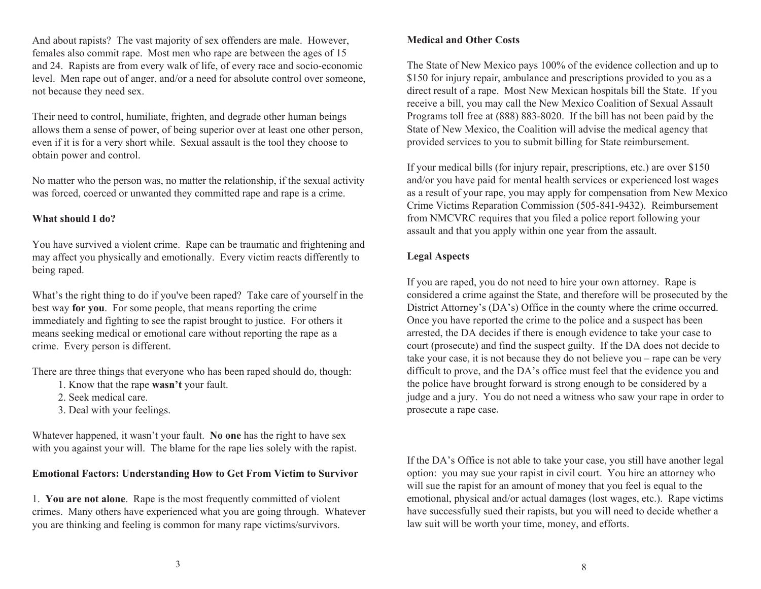And about rapists? The vast majority of sex offenders are male. However, females also commit rape. Most men who rape are between the ages of 15 and 24. Rapists are from every walk of life, of every race and socio-economic level. Men rape out of anger, and/or a need for absolute control over someone, not because they need sex.

Their need to control, humiliate, frighten, and degrade other human beings allows them a sense of power, of being superior over at least one other person, even if it is for a very short while. Sexual assault is the tool they choose to obtain power and control.

No matter who the person was, no matter the relationship, if the sexual activity was forced, coerced or unwanted they committed rape and rape is a crime.

**What should I do?**

You have survived a violent crime. Rape can be traumatic and frightening and may affect you physically and emotionally. Every victim reacts differently to being raped.

What's the right thing to do if you've been raped? Take care of yourself in the best way **for you**. For some people, that means reporting the crime immediately and fighting to see the rapist brought to justice. For others it means seeking medical or emotional care without reporting the rape as a crime. Every person is different.

There are three things that everyone who has been raped should do, though:

1. Know that the rape **wasn't** your fault.
2. Seek medical care.
3. Deal with your feelings.

Whatever happened, it wasn't your fault. **No one** has the right to have sex with you against your will. The blame for the rape lies solely with the rapist.

**Emotional Factors: Understanding How to Get From Victim to Survivor**

1. **You are not alone**. Rape is the most frequently committed of violent crimes. Many others have experienced what you are going through. Whatever you are thinking and feeling is common for many rape victims/survivors.

**Medical and Other Costs**

The State of New Mexico pays 100% of the evidence collection and up to $150 for injury repair, ambulance and prescriptions provided to you as a direct result of a rape. Most New Mexican hospitals bill the State. If you receive a bill, you may call the New Mexico Coalition of Sexual Assault Programs toll free at (888) 883-8020. If the bill has not been paid by the State of New Mexico, the Coalition will advise the medical agency that provided services to you to submit billing for State reimbursement.

If your medical bills (for injury repair, prescriptions, etc.) are over $150 and/or you have paid for mental health services or experienced lost wages as a result of your rape, you may apply for compensation from New Mexico Crime Victims Reparation Commission (505-841-9432). Reimbursement from NMCVRC requires that you filed a police report following your assault and that you apply within one year from the assault.

**Legal Aspects**

If you are raped, you do not need to hire your own attorney. Rape is considered a crime against the State, and therefore will be prosecuted by the District Attorney's (DA's) Office in the county where the crime occurred. Once you have reported the crime to the police and a suspect has been arrested, the DA decides if there is enough evidence to take your case to court (prosecute) and find the suspect guilty. If the DA does not decide to take your case, it is not because they do not believe you – rape can be very difficult to prove, and the DA's office must feel that the evidence you and the police have brought forward is strong enough to be considered by a judge and a jury. You do not need a witness who saw your rape in order to prosecute a rape case.

If the DA's Office is not able to take your case, you still have another legal option: you may sue your rapist in civil court. You hire an attorney who will sue the rapist for an amount of money that you feel is equal to the emotional, physical and/or actual damages (lost wages, etc.). Rape victims have successfully sued their rapists, but you will need to decide whether a law suit will be worth your time, money, and efforts.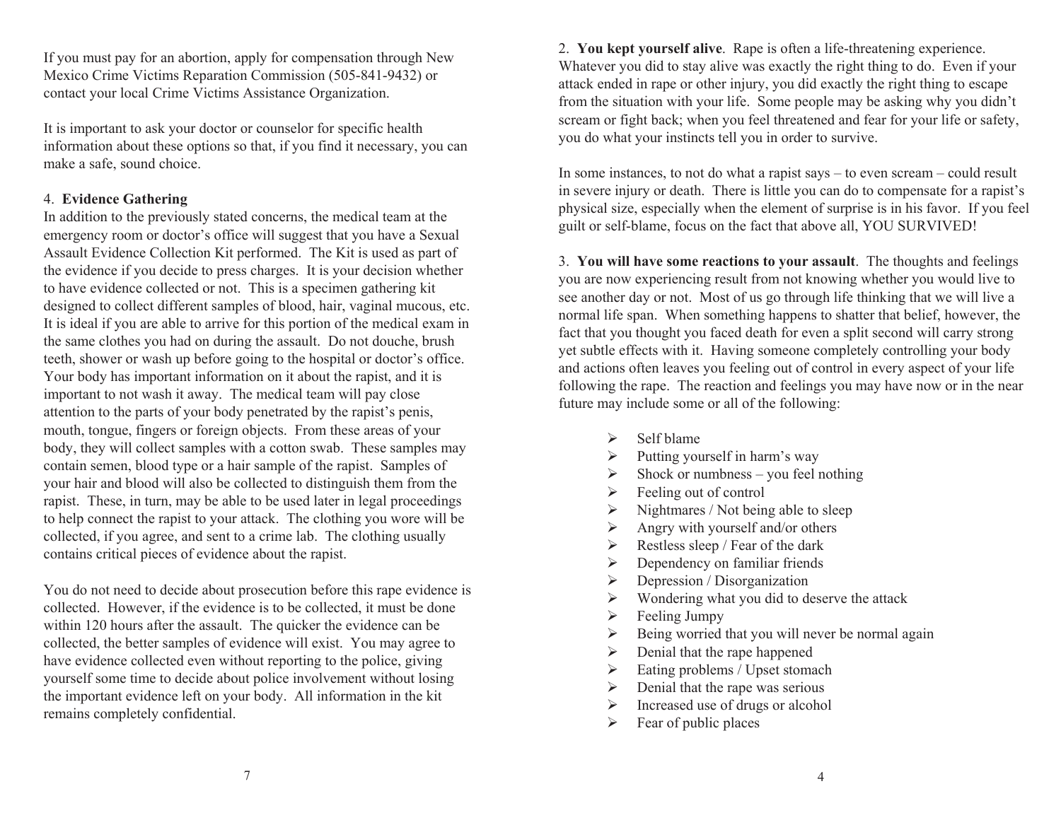If you must pay for an abortion, apply for compensation through New Mexico Crime Victims Reparation Commission (505-841-9432) or contact your local Crime Victims Assistance Organization.

It is important to ask your doctor or counselor for specific health information about these options so that, if you find it necessary, you can make a safe, sound choice.

4. **Evidence Gathering**

In addition to the previously stated concerns, the medical team at the emergency room or doctor's office will suggest that you have a Sexual Assault Evidence Collection Kit performed. The Kit is used as part of the evidence if you decide to press charges. It is your decision whether to have evidence collected or not. This is a specimen gathering kit designed to collect different samples of blood, hair, vaginal mucous, etc. It is ideal if you are able to arrive for this portion of the medical exam in the same clothes you had on during the assault. Do not douche, brush teeth, shower or wash up before going to the hospital or doctor's office. Your body has important information on it about the rapist, and it is important to not wash it away. The medical team will pay close attention to the parts of your body penetrated by the rapist's penis, mouth, tongue, fingers or foreign objects. From these areas of your body, they will collect samples with a cotton swab. These samples may contain semen, blood type or a hair sample of the rapist. Samples of your hair and blood will also be collected to distinguish them from the rapist. These, in turn, may be able to be used later in legal proceedings to help connect the rapist to your attack. The clothing you wore will be collected, if you agree, and sent to a crime lab. The clothing usually contains critical pieces of evidence about the rapist.

You do not need to decide about prosecution before this rape evidence is collected. However, if the evidence is to be collected, it must be done within 120 hours after the assault. The quicker the evidence can be collected, the better samples of evidence will exist. You may agree to have evidence collected even without reporting to the police, giving yourself some time to decide about police involvement without losing the important evidence left on your body. All information in the kit remains completely confidential.

2. **You kept yourself alive**. Rape is often a life-threatening experience. Whatever you did to stay alive was exactly the right thing to do. Even if your attack ended in rape or other injury, you did exactly the right thing to escape from the situation with your life. Some people may be asking why you didn't scream or fight back; when you feel threatened and fear for your life or safety, you do what your instincts tell you in order to survive.

In some instances, to not do what a rapist says – to even scream – could result in severe injury or death. There is little you can do to compensate for a rapist's physical size, especially when the element of surprise is in his favor. If you feel guilt or self-blame, focus on the fact that above all, YOU SURVIVED!

3. **You will have some reactions to your assault**. The thoughts and feelings you are now experiencing result from not knowing whether you would live to see another day or not. Most of us go through life thinking that we will live a normal life span. When something happens to shatter that belief, however, the fact that you thought you faced death for even a split second will carry strong yet subtle effects with it. Having someone completely controlling your body and actions often leaves you feeling out of control in every aspect of your life following the rape. The reaction and feelings you may have now or in the near future may include some or all of the following:

- Self blame
- Putting yourself in harm's way
- Shock or numbness – you feel nothing
- Feeling out of control
- Nightmares / Not being able to sleep
- Angry with yourself and/or others
- Restless sleep / Fear of the dark
- Dependency on familiar friends
- Depression / Disorganization
- Wondering what you did to deserve the attack
- Feeling Jumpy
- Being worried that you will never be normal again
- Denial that the rape happened
- Eating problems / Upset stomach
- Denial that the rape was serious
- Increased use of drugs or alcohol
- Fear of public places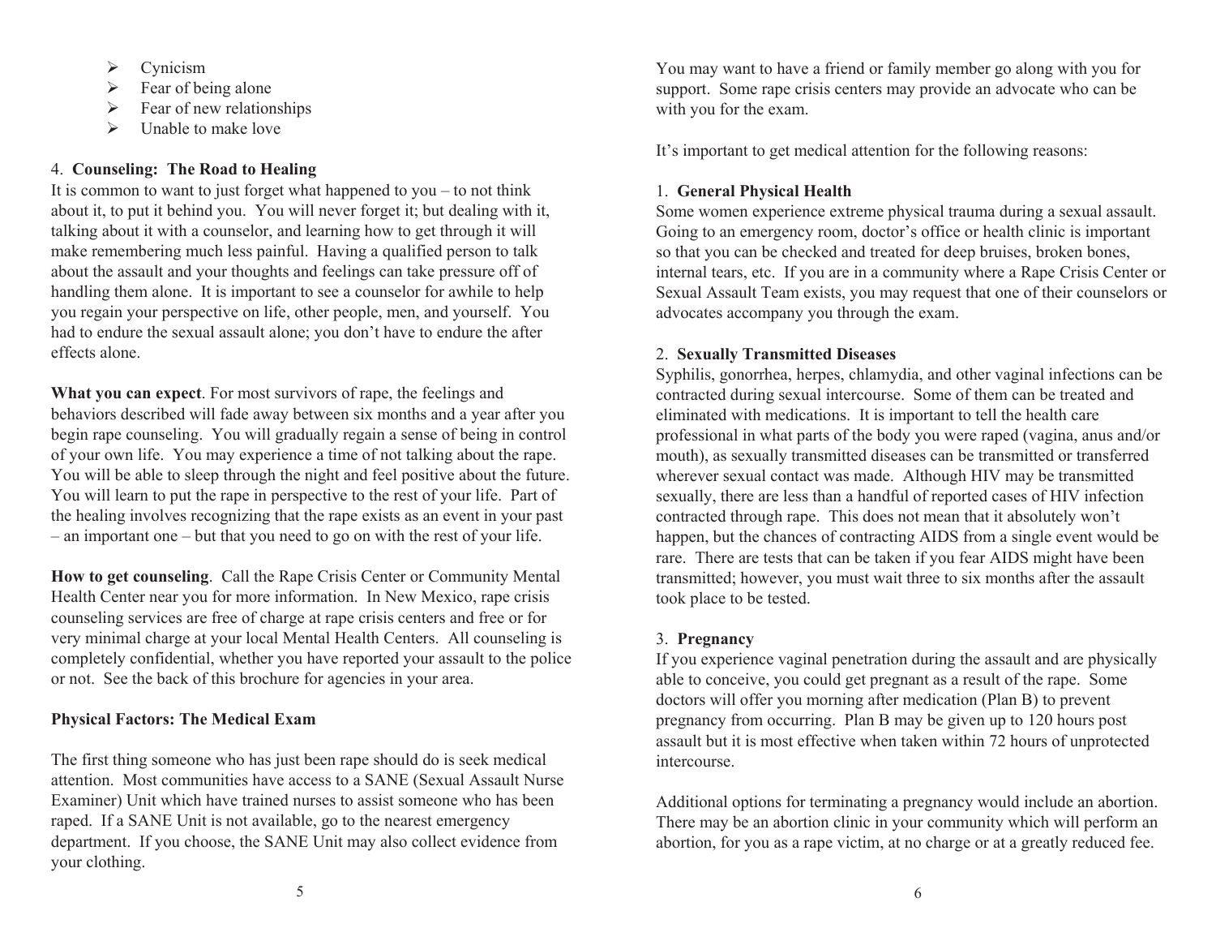- Cynicism
- Fear of being alone
- Fear of new relationships
- Unable to make love

4. **Counseling: The Road to Healing**

It is common to want to just forget what happened to you – to not think about it, to put it behind you. You will never forget it; but dealing with it, talking about it with a counselor, and learning how to get through it will make remembering much less painful. Having a qualified person to talk about the assault and your thoughts and feelings can take pressure off of handling them alone. It is important to see a counselor for awhile to help you regain your perspective on life, other people, men, and yourself. You had to endure the sexual assault alone; you don't have to endure the after effects alone.

**What you can expect**. For most survivors of rape, the feelings and behaviors described will fade away between six months and a year after you begin rape counseling. You will gradually regain a sense of being in control of your own life. You may experience a time of not talking about the rape. You will be able to sleep through the night and feel positive about the future. You will learn to put the rape in perspective to the rest of your life. Part of the healing involves recognizing that the rape exists as an event in your past – an important one – but that you need to go on with the rest of your life.

**How to get counseling**. Call the Rape Crisis Center or Community Mental Health Center near you for more information. In New Mexico, rape crisis counseling services are free of charge at rape crisis centers and free or for very minimal charge at your local Mental Health Centers. All counseling is completely confidential, whether you have reported your assault to the police or not. See the back of this brochure for agencies in your area.

**Physical Factors: The Medical Exam**

The first thing someone who has just been rape should do is seek medical attention. Most communities have access to a SANE (Sexual Assault Nurse Examiner) Unit which have trained nurses to assist someone who has been raped. If a SANE Unit is not available, go to the nearest emergency department. If you choose, the SANE Unit may also collect evidence from your clothing.

You may want to have a friend or family member go along with you for support. Some rape crisis centers may provide an advocate who can be with you for the exam.

It's important to get medical attention for the following reasons:

1. **General Physical Health**

Some women experience extreme physical trauma during a sexual assault. Going to an emergency room, doctor's office or health clinic is important so that you can be checked and treated for deep bruises, broken bones, internal tears, etc. If you are in a community where a Rape Crisis Center or Sexual Assault Team exists, you may request that one of their counselors or advocates accompany you through the exam.

2. **Sexually Transmitted Diseases**

Syphilis, gonorrhea, herpes, chlamydia, and other vaginal infections can be contracted during sexual intercourse. Some of them can be treated and eliminated with medications. It is important to tell the health care professional in what parts of the body you were raped (vagina, anus and/or mouth), as sexually transmitted diseases can be transmitted or transferred wherever sexual contact was made. Although HIV may be transmitted sexually, there are less than a handful of reported cases of HIV infection contracted through rape. This does not mean that it absolutely won't happen, but the chances of contracting AIDS from a single event would be rare. There are tests that can be taken if you fear AIDS might have been transmitted; however, you must wait three to six months after the assault took place to be tested.

3. **Pregnancy**

If you experience vaginal penetration during the assault and are physically able to conceive, you could get pregnant as a result of the rape. Some doctors will offer you morning after medication (Plan B) to prevent pregnancy from occurring. Plan B may be given up to 120 hours post assault but it is most effective when taken within 72 hours of unprotected intercourse.

Additional options for terminating a pregnancy would include an abortion. There may be an abortion clinic in your community which will perform an abortion, for you as a rape victim, at no charge or at a greatly reduced fee.